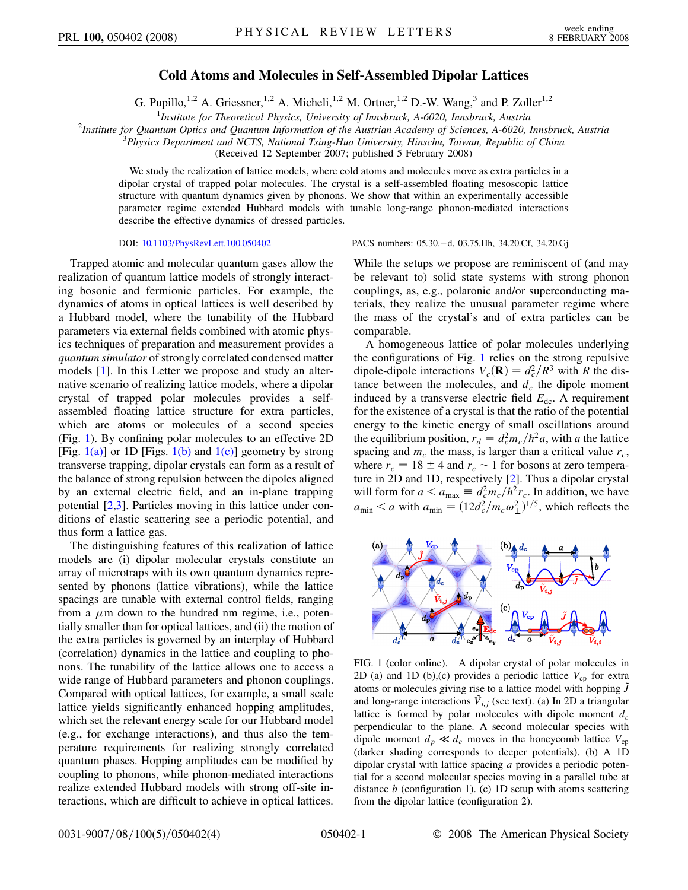# Cold Atoms and Molecules in Self-Assembled Dipolar Lattices

G. Pupillo,[1,2] A. Griessner,[1,2] A. Micheli,[1,2] M. Ortner,[1,2] D.-W. Wang,[3] and P. Zoller[1,2]

[1] *Institute for Theoretical Physics, University of Innsbruck, A-6020, Innsbruck, Austria*

[2] *Institute for Quantum Optics and Quantum Information of the Austrian Academy of Sciences, A-6020, Innsbruck, Austria*

[3] *Physics Department and NCTS, National Tsing-Hua University, Hinschu, Taiwan, Republic of China*

(Received 12 September 2007; published 5 February 2008)

We study the realization of lattice models, where cold atoms and molecules move as extra particles in a dipolar crystal of trapped polar molecules. The crystal is a self-assembled floating mesoscopic lattice structure with quantum dynamics given by phonons. We show that within an experimentally accessible parameter regime extended Hubbard models with tunable long-range phonon-mediated interactions describe the effective dynamics of dressed particles.

DOI: 10.1103/PhysRevLett.100.050402

PACS numbers: 05.30.−d, 03.75.Hh, 34.20.Cf, 34.20.Gj

Trapped atomic and molecular quantum gases allow the realization of quantum lattice models of strongly interacting bosonic and fermionic particles. For example, the dynamics of atoms in optical lattices is well described by a Hubbard model, where the tunability of the Hubbard parameters via external fields combined with atomic physics techniques of preparation and measurement provides a *quantum simulator* of strongly correlated condensed matter models [1]. In this Letter we propose and study an alternative scenario of realizing lattice models, where a dipolar crystal of trapped polar molecules provides a self-assembled floating lattice structure for extra particles, which are atoms or molecules of a second species (Fig. 1). By confining polar molecules to an effective 2D [Fig. 1(a)] or 1D [Figs. 1(b) and 1(c)] geometry by strong transverse trapping, dipolar crystals can form as a result of the balance of strong repulsion between the dipoles aligned by an external electric field, and an in-plane trapping potential [2,3]. Particles moving in this lattice under conditions of elastic scattering see a periodic potential, and thus form a lattice gas.

The distinguishing features of this realization of lattice models are (i) dipolar molecular crystals constitute an array of microtraps with its own quantum dynamics represented by phonons (lattice vibrations), while the lattice spacings are tunable with external control fields, ranging from a $\mu$m down to the hundred nm regime, i.e., potentially smaller than for optical lattices, and (ii) the motion of the extra particles is governed by an interplay of Hubbard (correlation) dynamics in the lattice and coupling to phonons. The tunability of the lattice allows one to access a wide range of Hubbard parameters and phonon couplings. Compared with optical lattices, for example, a small scale lattice yields significantly enhanced hopping amplitudes, which set the relevant energy scale for our Hubbard model (e.g., for exchange interactions), and thus also the temperature requirements for realizing strongly correlated quantum phases. Hopping amplitudes can be modified by coupling to phonons, while phonon-mediated interactions realize extended Hubbard models with strong off-site interactions, which are difficult to achieve in optical lattices.

While the setups we propose are reminiscent of (and may be relevant to) solid state systems with strong phonon couplings, as, e.g., polaronic and/or superconducting materials, they realize the unusual parameter regime where the mass of the crystal's and of extra particles can be comparable.

A homogeneous lattice of polar molecules underlying the configurations of Fig. 1 relies on the strong repulsive dipole-dipole interactions $V_c(\mathbf{R}) = d_c^2/R^3$ with $R$ the distance between the molecules, and $d_c$ the dipole moment induced by a transverse electric field $E_{dc}$. A requirement for the existence of a crystal is that the ratio of the potential energy to the kinetic energy of small oscillations around the equilibrium position, $r_d = d_c^2 m_c/\hbar^2 a$, with $a$ the lattice spacing and $m_c$ the mass, is larger than a critical value $r_c$, where $r_c = 18 \pm 4$ and $r_c \sim 1$ for bosons at zero temperature in 2D and 1D, respectively [2]. Thus a dipolar crystal will form for $a < a_{\max} \equiv d_c^2 m_c/\hbar^2 r_c$. In addition, we have $a_{\min} < a$ with $a_{\min} = (12 d_c^2/m_c \omega_\perp^2)^{1/5}$, which reflects the

FIG. 1 (color online). A dipolar crystal of polar molecules in 2D (a) and 1D (b),(c) provides a periodic lattice $V_{cp}$ for extra atoms or molecules giving rise to a lattice model with hopping $\tilde{J}$ and long-range interactions $\tilde{V}_{i,j}$ (see text). (a) In 2D a triangular lattice is formed by polar molecules with dipole moment $d_c$ perpendicular to the plane. A second molecular species with dipole moment $d_p \ll d_c$ moves in the honeycomb lattice $V_{cp}$ (darker shading corresponds to deeper potentials). (b) A 1D dipolar crystal with lattice spacing $a$ provides a periodic potential for a second molecular species moving in a parallel tube at distance $b$ (configuration 1). (c) 1D setup with atoms scattering from the dipolar lattice (configuration 2).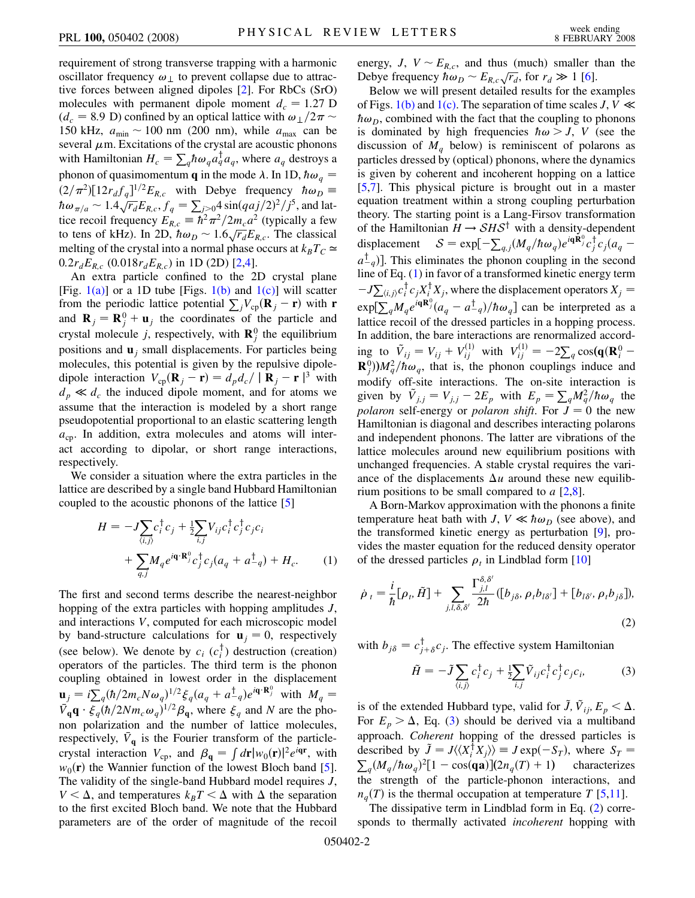requirement of strong transverse trapping with a harmonic oscillator frequency $\omega_\perp$ to prevent collapse due to attractive forces between aligned dipoles [2]. For RbCs (SrO) molecules with permanent dipole moment $d_c = 1.27$ D ($d_c = 8.9$ D) confined by an optical lattice with $\omega_\perp/2\pi \sim 150$ kHz, $a_{\min} \sim 100$ nm (200 nm), while $a_{\max}$ can be several $\mu$m. Excitations of the crystal are acoustic phonons with Hamiltonian $H_c = \sum_q \hbar\omega_q a_q^\dagger a_q$, where $a_q$ destroys a phonon of quasimomentum $\mathbf{q}$ in the mode $\lambda$. In 1D, $\hbar\omega_q = (2/\pi^2)[12 r_d f_q]^{1/2} E_{R,c}$ with Debye frequency $\hbar\omega_D \equiv \hbar\omega_{\pi/a} \sim 1.4\sqrt{r_d} E_{R,c}$, $f_q = \sum_{j>0} 4\sin(qaj/2)^2/j^5$, and lattice recoil frequency $E_{R,c} \equiv \hbar^2\pi^2/2m_c a^2$ (typically a few to tens of kHz). In 2D, $\hbar\omega_D \sim 1.6\sqrt{r_d} E_{R,c}$. The classical melting of the crystal into a normal phase occurs at $k_B T_C \simeq 0.2 r_d E_{R,c}$ ($0.018 r_d E_{R,c}$) in 1D (2D) [2,4].

An extra particle confined to the 2D crystal plane [Fig. 1(a)] or a 1D tube [Figs. 1(b) and 1(c)] will scatter from the periodic lattice potential $\sum_j V_{\rm cp}(\mathbf{R}_j - \mathbf{r})$ with $\mathbf{r}$ and $\mathbf{R}_j = \mathbf{R}_j^0 + \mathbf{u}_j$ the coordinates of the particle and crystal molecule $j$, respectively, with $\mathbf{R}_j^0$ the equilibrium positions and $\mathbf{u}_j$ small displacements. For particles being molecules, this potential is given by the repulsive dipole-dipole interaction $V_{\rm cp}(\mathbf{R}_j - \mathbf{r}) = d_p d_c / |\mathbf{R}_j - \mathbf{r}|^3$ with $d_p \ll d_c$ the induced dipole moment, and for atoms we assume that the interaction is modeled by a short range pseudopotential proportional to an elastic scattering length $a_{\rm cp}$. In addition, extra molecules and atoms will interact according to dipolar, or short range interactions, respectively.

We consider a situation where the extra particles in the lattice are described by a single band Hubbard Hamiltonian coupled to the acoustic phonons of the lattice [5]

$$
\begin{aligned}
H = &-J\sum_{\langle i,j\rangle} c_i^\dagger c_j + \tfrac{1}{2}\sum_{i,j} V_{ij} c_i^\dagger c_j^\dagger c_j c_i \\
&+ \sum_{q,j} M_q e^{i\mathbf{q}\cdot\mathbf{R}_j^0} c_j^\dagger c_j (a_q + a_{-q}^\dagger) + H_c. \qquad (1)
\end{aligned}
$$

The first and second terms describe the nearest-neighbor hopping of the extra particles with hopping amplitudes $J$, and interactions $V$, computed for each microscopic model by band-structure calculations for $\mathbf{u}_j = 0$, respectively (see below). We denote by $c_i$ ($c_i^\dagger$) destruction (creation) operators of the particles. The third term is the phonon coupling obtained in lowest order in the displacement $\mathbf{u}_j = i\sum_q (\hbar/2m_c N\omega_q)^{1/2} \xi_q (a_q + a_{-q}^\dagger) e^{i\mathbf{q}\cdot\mathbf{R}_j^0}$ with $M_q = \tilde{V}_{\mathbf{q}} \mathbf{q} \cdot \xi_q (\hbar/2N m_c \omega_q)^{1/2} \beta_{\mathbf{q}}$, where $\xi_q$ and $N$ are the phonon polarization and the number of lattice molecules, respectively, $\tilde{V}_{\mathbf{q}}$ is the Fourier transform of the particle-crystal interaction $V_{\rm cp}$, and $\beta_{\mathbf{q}} = \int d\mathbf{r} |w_0(\mathbf{r})|^2 e^{i\mathbf{q}\mathbf{r}}$, with $w_0(\mathbf{r})$ the Wannier function of the lowest Bloch band [5]. The validity of the single-band Hubbard model requires $J$, $V < \Delta$, and temperatures $k_B T < \Delta$ with $\Delta$ the separation to the first excited Bloch band. We note that the Hubbard parameters are of the order of magnitude of the recoil energy, $J$, $V \sim E_{R,c}$, and thus (much) smaller than the Debye frequency $\hbar\omega_D \sim E_{R,c}\sqrt{r_d}$, for $r_d \gg 1$ [6].

Below we will present detailed results for the examples of Figs. 1(b) and 1(c). The separation of time scales $J, V \ll \hbar\omega_D$, combined with the fact that the coupling to phonons is dominated by high frequencies $\hbar\omega > J$, $V$ (see the discussion of $M_q$ below) is reminiscent of polarons as particles dressed by (optical) phonons, where the dynamics is given by coherent and incoherent hopping on a lattice [5,7]. This physical picture is brought out in a master equation treatment within a strong coupling perturbation theory. The starting point is a Lang-Firsov transformation of the Hamiltonian $H \to \mathcal{S}H\mathcal{S}^\dagger$ with a density-dependent displacement $\mathcal{S} = \exp[-\sum_{q,j}(M_q/\hbar\omega_q) e^{i\mathbf{q}\mathbf{R}_j^0} c_j^\dagger c_j (a_q - a_{-q}^\dagger)]$. This eliminates the phonon coupling in the second line of Eq. (1) in favor of a transformed kinetic energy term $-J\sum_{\langle i,j\rangle} c_i^\dagger c_j X_i^\dagger X_j$, where the displacement operators $X_j = \exp[\sum_q M_q e^{i\mathbf{q}\mathbf{R}_j^0}(a_q - a_{-q}^\dagger)/\hbar\omega_q]$ can be interpreted as a lattice recoil of the dressed particles in a hopping process. In addition, the bare interactions are renormalized according to $\tilde{V}_{ij} = V_{ij} + V_{ij}^{(1)}$ with $V_{ij}^{(1)} = -2\sum_q \cos(\mathbf{q}(\mathbf{R}_i^0 - \mathbf{R}_j^0)) M_q^2/\hbar\omega_q$, that is, the phonon couplings induce and modify off-site interactions. The on-site interaction is given by $\tilde{V}_{j,j} = V_{j,j} - 2E_p$ with $E_p = \sum_q M_q^2/\hbar\omega_q$ the *polaron* self-energy or *polaron shift*. For $J = 0$ the new Hamiltonian is diagonal and describes interacting polarons and independent phonons. The latter are vibrations of the lattice molecules around new equilibrium positions with unchanged frequencies. A stable crystal requires the variance of the displacements $\Delta u$ around these new equilibrium positions to be small compared to $a$ [2,8].

A Born-Markov approximation with the phonons a finite temperature heat bath with $J$, $V \ll \hbar\omega_D$ (see above), and the transformed kinetic energy as perturbation [9], provides the master equation for the reduced density operator of the dressed particles $\rho_t$ in Lindblad form [10]

$$
\dot{\rho}_t = \frac{i}{\hbar}[\rho_t, \tilde{H}] + \sum_{j,l,\delta,\delta'} \frac{\Gamma_{j,l}^{\delta,\delta'}}{2\hbar}([b_{j\delta}, \rho_t b_{l\delta'}] + [b_{l\delta'}, \rho_t b_{j\delta}]), \qquad (2)
$$

with $b_{j\delta} = c_{j+\delta}^\dagger c_j$. The effective system Hamiltonian

$$
\tilde{H} = -\tilde{J}\sum_{\langle i,j\rangle} c_i^\dagger c_j + \tfrac{1}{2}\sum_{i,j} \tilde{V}_{ij} c_i^\dagger c_j^\dagger c_j c_i, \qquad (3)
$$

is of the extended Hubbard type, valid for $\tilde{J}, \tilde{V}_{ij}, E_p < \Delta$. For $E_p > \Delta$, Eq. (3) should be derived via a multiband approach. *Coherent* hopping of the dressed particles is described by $\tilde{J} = J\langle\langle X_i^\dagger X_j\rangle\rangle \equiv J\exp(-S_T)$, where $S_T = \sum_q (M_q/\hbar\omega_q)^2[1 - \cos(\mathbf{q}\mathbf{a})](2n_q(T) + 1)$ characterizes the strength of the particle-phonon interactions, and $n_q(T)$ is the thermal occupation at temperature $T$ [5,11].

The dissipative term in Lindblad form in Eq. (2) corresponds to thermally activated *incoherent* hopping with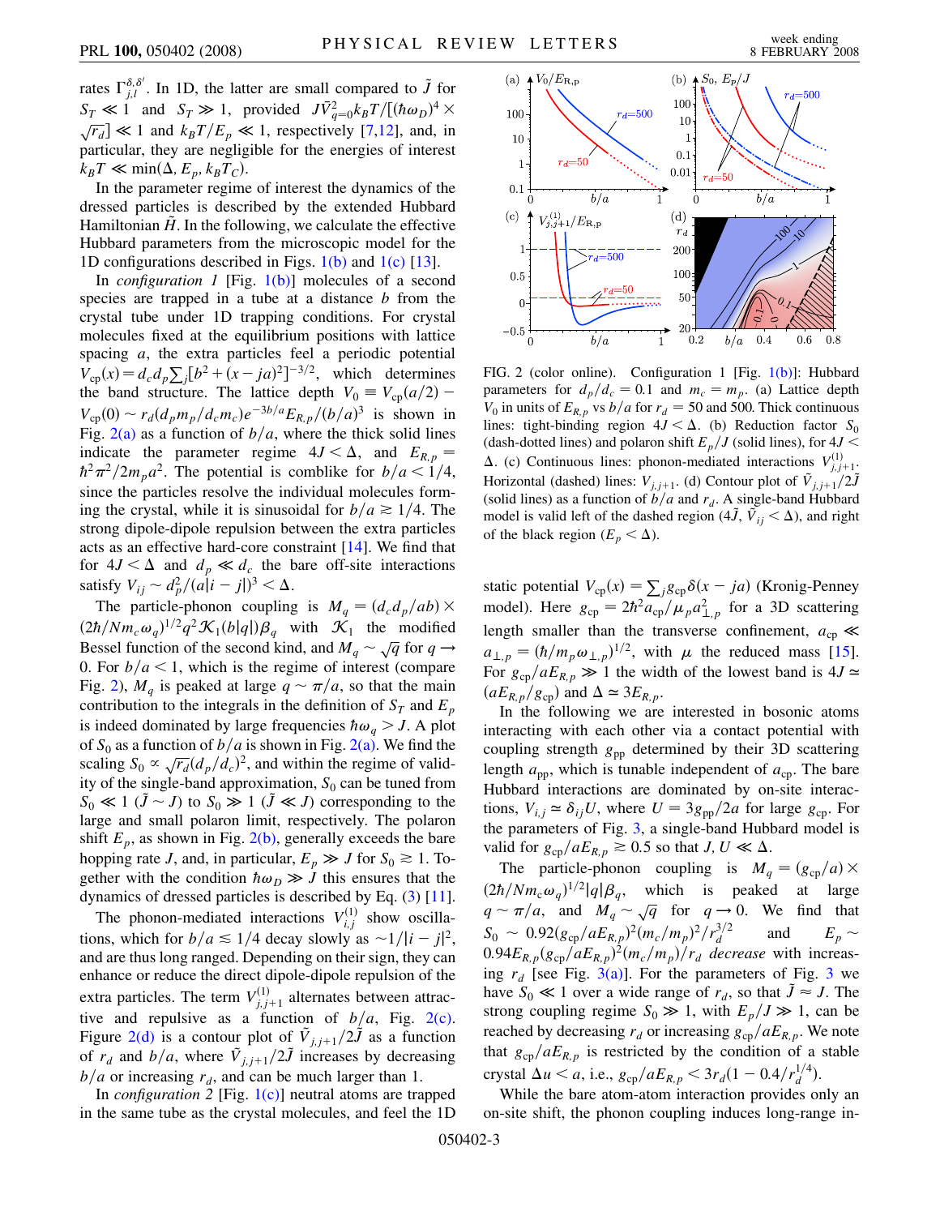rates $\Gamma_{j,l}^{\delta,\delta'}$. In 1D, the latter are small compared to $\tilde{J}$ for $S_T \ll 1$ and $S_T \gg 1$, provided $J\bar{V}_{q=0}^2 k_B T/[(\hbar\omega_D)^4 \times \sqrt{r_d}] \ll 1$ and $k_B T/E_p \ll 1$, respectively [7,12], and, in particular, they are negligible for the energies of interest $k_B T \ll \min(\Delta, E_p, k_B T_C)$.

In the parameter regime of interest the dynamics of the dressed particles is described by the extended Hubbard Hamiltonian $\tilde{H}$. In the following, we calculate the effective Hubbard parameters from the microscopic model for the 1D configurations described in Figs. 1(b) and 1(c) [13].

In *configuration 1* [Fig. 1(b)] molecules of a second species are trapped in a tube at a distance $b$ from the crystal tube under 1D trapping conditions. For crystal molecules fixed at the equilibrium positions with lattice spacing $a$, the extra particles feel a periodic potential $V_{\rm cp}(x) = d_c d_p \sum_j [b^2 + (x - ja)^2]^{-3/2}$, which determines the band structure. The lattice depth $V_0 \equiv V_{\rm cp}(a/2) - V_{\rm cp}(0) \sim r_d (d_p m_p/d_c m_c) e^{-3b/a} E_{R,p}/(b/a)^3$ is shown in Fig. 2(a) as a function of $b/a$, where the thick solid lines indicate the parameter regime $4J < \Delta$, and $E_{R,p} = \hbar^2\pi^2/2m_p a^2$. The potential is comblike for $b/a < 1/4$, since the particles resolve the individual molecules forming the crystal, while it is sinusoidal for $b/a \gtrsim 1/4$. The strong dipole-dipole repulsion between the extra particles acts as an effective hard-core constraint [14]. We find that for $4J < \Delta$ and $d_p \ll d_c$ the bare off-site interactions satisfy $V_{ij} \sim d_p^2/(a|i - j|)^3 < \Delta$.

The particle-phonon coupling is $M_q = (d_c d_p/ab) \times (2\hbar/Nm_c\omega_q)^{1/2} q^2 \mathcal{K}_1(b|q|)\beta_q$ with $\mathcal{K}_1$ the modified Bessel function of the second kind, and $M_q \sim \sqrt{q}$ for $q \to 0$. For $b/a < 1$, which is the regime of interest (compare Fig. 2), $M_q$ is peaked at large $q \sim \pi/a$, so that the main contribution to the integrals in the definition of $S_T$ and $E_p$ is indeed dominated by large frequencies $\hbar\omega_q > J$. A plot of $S_0$ as a function of $b/a$ is shown in Fig. 2(a). We find the scaling $S_0 \propto \sqrt{r_d}(d_p/d_c)^2$, and within the regime of validity of the single-band approximation, $S_0$ can be tuned from $S_0 \ll 1$ ($\tilde{J} \sim J$) to $S_0 \gg 1$ ($\tilde{J} \ll J$) corresponding to the large and small polaron limit, respectively. The polaron shift $E_p$, as shown in Fig. 2(b), generally exceeds the bare hopping rate $J$, and, in particular, $E_p \gg J$ for $S_0 \gtrsim 1$. Together with the condition $\hbar\omega_D \gg J$ this ensures that the dynamics of dressed particles is described by Eq. (3) [11].

The phonon-mediated interactions $V_{i,j}^{(1)}$ show oscillations, which for $b/a \lesssim 1/4$ decay slowly as $\sim 1/|i - j|^2$, and are thus long ranged. Depending on their sign, they can enhance or reduce the direct dipole-dipole repulsion of the extra particles. The term $V_{j,j+1}^{(1)}$ alternates between attractive and repulsive as a function of $b/a$, Fig. 2(c). Figure 2(d) is a contour plot of $\tilde{V}_{j,j+1}/2\tilde{J}$ as a function of $r_d$ and $b/a$, where $\tilde{V}_{j,j+1}/2\tilde{J}$ increases by decreasing $b/a$ or increasing $r_d$, and can be much larger than 1.

In *configuration 2* [Fig. 1(c)] neutral atoms are trapped in the same tube as the crystal molecules, and feel the 1D static potential $V_{\rm cp}(x) = \sum_j g_{\rm cp}\delta(x - ja)$ (Kronig-Penney model). Here $g_{\rm cp} = 2\hbar^2 a_{\rm cp}/\mu_p a_{\perp,p}^2$ for a 3D scattering length smaller than the transverse confinement, $a_{\rm cp} \ll a_{\perp,p} = (\hbar/m_p\omega_{\perp,p})^{1/2}$, with $\mu$ the reduced mass [15]. For $g_{\rm cp}/aE_{R,p} \gg 1$ the width of the lowest band is $4J \simeq (aE_{R,p}/g_{\rm cp})$ and $\Delta \simeq 3E_{R,p}$.

In the following we are interested in bosonic atoms interacting with each other via a contact potential with coupling strength $g_{\rm pp}$ determined by their 3D scattering length $a_{\rm pp}$, which is tunable independent of $a_{\rm cp}$. The bare Hubbard interactions are dominated by on-site interactions, $V_{i,j} \simeq \delta_{ij}U$, where $U = 3g_{\rm pp}/2a$ for large $g_{\rm cp}$. For the parameters of Fig. 3, a single-band Hubbard model is valid for $g_{\rm cp}/aE_{R,p} \gtrsim 0.5$ so that $J, U \ll \Delta$.

The particle-phonon coupling is $M_q = (g_{\rm cp}/a) \times (2\hbar/Nm_c\omega_q)^{1/2}|q|\beta_q$, which is peaked at large $q \sim \pi/a$, and $M_q \sim \sqrt{q}$ for $q \to 0$. We find that $S_0 \sim 0.92(g_{\rm cp}/aE_{R,p})^2(m_c/m_p)^2/r_d^{3/2}$ and $E_p \sim 0.94E_{R,p}(g_{\rm cp}/aE_{R,p})^2(m_c/m_p)/r_d$ *decrease* with increasing $r_d$ [see Fig. 3(a)]. For the parameters of Fig. 3 we have $S_0 \ll 1$ over a wide range of $r_d$, so that $\tilde{J} \approx J$. The strong coupling regime $S_0 \gg 1$, with $E_p/J \gg 1$, can be reached by decreasing $r_d$ or increasing $g_{\rm cp}/aE_{R,p}$. We note that $g_{\rm cp}/aE_{R,p}$ is restricted by the condition of a stable crystal $\Delta u < a$, i.e., $g_{\rm cp}/aE_{R,p} < 3r_d(1 - 0.4/r_d^{1/4})$.

While the bare atom-atom interaction provides only an on-site shift, the phonon coupling induces long-range in-

FIG. 2 (color online). Configuration 1 [Fig. 1(b)]: Hubbard parameters for $d_p/d_c = 0.1$ and $m_c = m_p$. (a) Lattice depth $V_0$ in units of $E_{R,p}$ vs $b/a$ for $r_d = 50$ and 500. Thick continuous lines: tight-binding region $4J < \Delta$. (b) Reduction factor $S_0$ (dash-dotted lines) and polaron shift $E_p/J$ (solid lines), for $4J < \Delta$. (c) Continuous lines: phonon-mediated interactions $V_{j,j+1}^{(1)}$. Horizontal (dashed) lines: $V_{j,j+1}$. (d) Contour plot of $\tilde{V}_{j,j+1}/2\tilde{J}$ (solid lines) as a function of $b/a$ and $r_d$. A single-band Hubbard model is valid left of the dashed region ($4\tilde{J}$, $\tilde{V}_{ij} < \Delta$), and right of the black region ($E_p < \Delta$).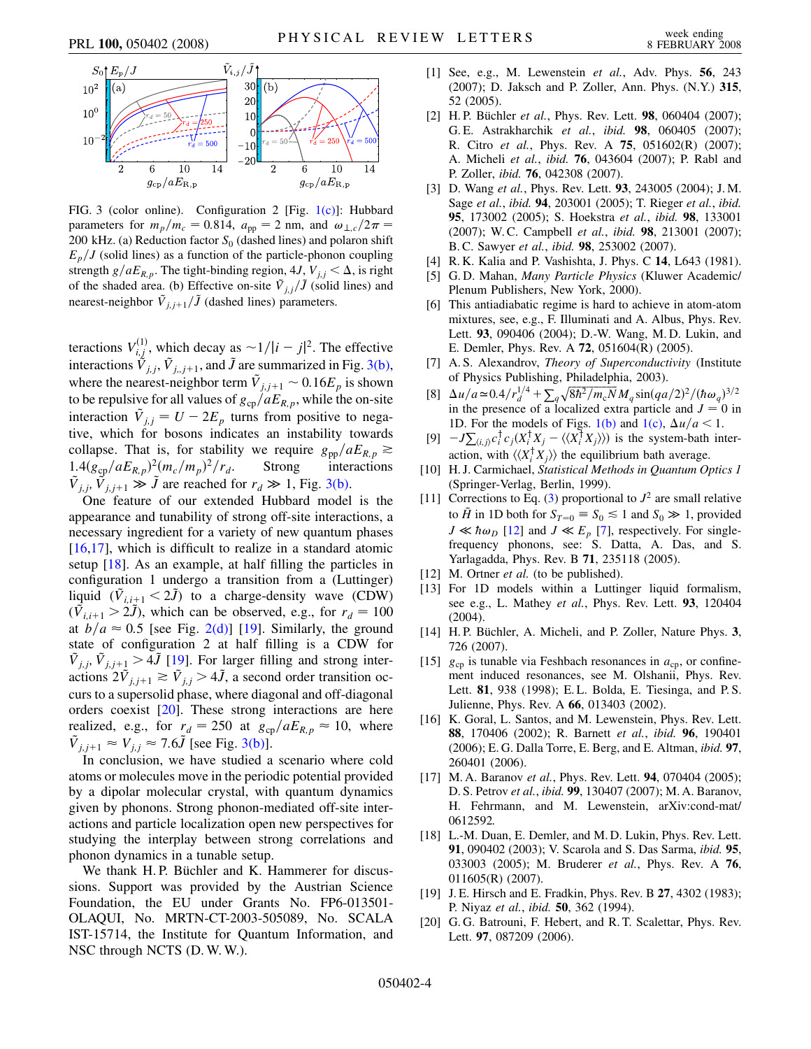$S_0$ $E_p/J$

(a)

$10^2$

$10^0$

$10^{-2}$

$r_d = 50$

$r_d = 250$

$r_d = 500$

2 6 10 14

$g_{\rm cp}/aE_{\rm R,p}$

$\tilde{V}_{i,j}/\tilde{J}$

(b)

30

20

10

0

−10

−20

$r_d = 50$

$r_d = 250$

$r_d = 500$

2 6 10 14

$g_{\rm cp}/aE_{\rm R,p}$

FIG. 3 (color online). Configuration 2 [Fig. 1(c)]: Hubbard parameters for $m_p/m_c = 0.814$, $a_{\rm pp} = 2$ nm, and $\omega_{\perp,c}/2\pi = 200$ kHz. (a) Reduction factor $S_0$ (dashed lines) and polaron shift $E_p/J$ (solid lines) as a function of the particle-phonon coupling strength $g/aE_{R,p}$. The tight-binding region, $4J$, $V_{j,j} < \Delta$, is right of the shaded area. (b) Effective on-site $\tilde{V}_{j,j}/\tilde{J}$ (solid lines) and nearest-neighbor $\tilde{V}_{j,j+1}/\tilde{J}$ (dashed lines) parameters.

teractions $V^{(1)}_{i,j}$, which decay as $\sim 1/|i-j|^2$. The effective interactions $\tilde{V}_{j,j}$, $\tilde{V}_{j,j+1}$, and $\tilde{J}$ are summarized in Fig. 3(b), where the nearest-neighbor term $\tilde{V}_{j,j+1} \sim 0.16 E_p$ is shown to be repulsive for all values of $g_{\rm cp}/aE_{R,p}$, while the on-site interaction $\tilde{V}_{j,j} = U - 2E_p$ turns from positive to negative, which for bosons indicates an instability towards collapse. That is, for stability we require $g_{\rm pp}/aE_{R,p} \gtrsim 1.4(g_{\rm cp}/aE_{R,p})^2(m_c/m_p)^2/r_d$. Strong interactions $\tilde{V}_{j,j}, \tilde{V}_{j,j+1} \gg \tilde{J}$ are reached for $r_d \gg 1$, Fig. 3(b).

One feature of our extended Hubbard model is the appearance and tunability of strong off-site interactions, a necessary ingredient for a variety of new quantum phases [16,17], which is difficult to realize in a standard atomic setup [18]. As an example, at half filling the particles in configuration 1 undergo a transition from a (Luttinger) liquid ($\tilde{V}_{i,i+1} < 2\tilde{J}$) to a charge-density wave (CDW) ($\tilde{V}_{i,i+1} > 2\tilde{J}$), which can be observed, e.g., for $r_d = 100$ at $b/a \approx 0.5$ [see Fig. 2(d)] [19]. Similarly, the ground state of configuration 2 at half filling is a CDW for $\tilde{V}_{j,j}, \tilde{V}_{j,j+1} > 4\tilde{J}$ [19]. For larger filling and strong interactions $2\tilde{V}_{j,j+1} \gtrsim \tilde{V}_{j,j} > 4\tilde{J}$, a second order transition occurs to a supersolid phase, where diagonal and off-diagonal orders coexist [20]. These strong interactions are here realized, e.g., for $r_d = 250$ at $g_{\rm cp}/aE_{R,p} \approx 10$, where $\tilde{V}_{j,j+1} \approx V_{j,j} \approx 7.6\tilde{J}$ [see Fig. 3(b)].

In conclusion, we have studied a scenario where cold atoms or molecules move in the periodic potential provided by a dipolar molecular crystal, with quantum dynamics given by phonons. Strong phonon-mediated off-site interactions and particle localization open new perspectives for studying the interplay between strong correlations and phonon dynamics in a tunable setup.

We thank H. P. Büchler and K. Hammerer for discussions. Support was provided by the Austrian Science Foundation, the EU under Grants No. FP6-013501-OLAQUI, No. MRTN-CT-2003-505089, No. SCALA IST-15714, the Institute for Quantum Information, and NSC through NCTS (D. W. W.).

[1] See, e.g., M. Lewenstein *et al.*, Adv. Phys. **56**, 243 (2007); D. Jaksch and P. Zoller, Ann. Phys. (N.Y.) **315**, 52 (2005).

[2] H. P. Büchler *et al.*, Phys. Rev. Lett. **98**, 060404 (2007); G. E. Astrakharchik *et al.*, *ibid.* **98**, 060405 (2007); R. Citro *et al.*, Phys. Rev. A **75**, 051602(R) (2007); A. Micheli *et al.*, *ibid.* **76**, 043604 (2007); P. Rabl and P. Zoller, *ibid.* **76**, 042308 (2007).

[3] D. Wang *et al.*, Phys. Rev. Lett. **93**, 243005 (2004); J. M. Sage *et al.*, *ibid.* **94**, 203001 (2005); T. Rieger *et al.*, *ibid.* **95**, 173002 (2005); S. Hoekstra *et al.*, *ibid.* **98**, 133001 (2007); W. C. Campbell *et al.*, *ibid.* **98**, 213001 (2007); B. C. Sawyer *et al.*, *ibid.* **98**, 253002 (2007).

[4] R. K. Kalia and P. Vashishta, J. Phys. C **14**, L643 (1981).

[5] G. D. Mahan, *Many Particle Physics* (Kluwer Academic/Plenum Publishers, New York, 2000).

[6] This antiadiabatic regime is hard to achieve in atom-atom mixtures, see, e.g., F. Illuminati and A. Albus, Phys. Rev. Lett. **93**, 090406 (2004); D.-W. Wang, M. D. Lukin, and E. Demler, Phys. Rev. A **72**, 051604(R) (2005).

[7] A. S. Alexandrov, *Theory of Superconductivity* (Institute of Physics Publishing, Philadelphia, 2003).

[8] $\Delta u/a \simeq 0.4/r_d^{1/4} + \sum_q \sqrt{8\hbar^2/m_c \bar{N}} M_q \sin(qa/2)^2/(\hbar\omega_q)^{3/2}$ in the presence of a localized extra particle and $J = 0$ in 1D. For the models of Figs. 1(b) and 1(c), $\Delta u/a < 1$.

[9] $-J\sum_{\langle i,j\rangle} c_i^\dagger c_j (X_i^\dagger X_j - \langle\langle X_i^\dagger X_j\rangle\rangle)$ is the system-bath interaction, with $\langle\langle X_i^\dagger X_j\rangle\rangle$ the equilibrium bath average.

[10] H. J. Carmichael, *Statistical Methods in Quantum Optics 1* (Springer-Verlag, Berlin, 1999).

[11] Corrections to Eq. (3) proportional to $J^2$ are small relative to $\tilde{H}$ in 1D both for $S_{T=0} \equiv S_0 \lesssim 1$ and $S_0 \gg 1$, provided $J \ll \hbar\omega_D$ [12] and $J \ll E_p$ [7], respectively. For single-frequency phonons, see: S. Datta, A. Das, and S. Yarlagadda, Phys. Rev. B **71**, 235118 (2005).

[12] M. Ortner *et al.* (to be published).

[13] For 1D models within a Luttinger liquid formalism, see e.g., L. Mathey *et al.*, Phys. Rev. Lett. **93**, 120404 (2004).

[14] H. P. Büchler, A. Micheli, and P. Zoller, Nature Phys. **3**, 726 (2007).

[15] $g_{\rm cp}$ is tunable via Feshbach resonances in $a_{\rm cp}$, or confinement induced resonances, see M. Olshanii, Phys. Rev. Lett. **81**, 938 (1998); E. L. Bolda, E. Tiesinga, and P. S. Julienne, Phys. Rev. A **66**, 013403 (2002).

[16] K. Goral, L. Santos, and M. Lewenstein, Phys. Rev. Lett. **88**, 170406 (2002); R. Barnett *et al.*, *ibid.* **96**, 190401 (2006); E. G. Dalla Torre, E. Berg, and E. Altman, *ibid.* **97**, 260401 (2006).

[17] M. A. Baranov *et al.*, Phys. Rev. Lett. **94**, 070404 (2005); D. S. Petrov *et al.*, *ibid.* **99**, 130407 (2007); M. A. Baranov, H. Fehrmann, and M. Lewenstein, arXiv:cond-mat/0612592.

[18] L.-M. Duan, E. Demler, and M. D. Lukin, Phys. Rev. Lett. **91**, 090402 (2003); V. Scarola and S. Das Sarma, *ibid.* **95**, 033003 (2005); M. Bruderer *et al.*, Phys. Rev. A **76**, 011605(R) (2007).

[19] J. E. Hirsch and E. Fradkin, Phys. Rev. B **27**, 4302 (1983); P. Niyaz *et al.*, *ibid.* **50**, 362 (1994).

[20] G. G. Batrouni, F. Hebert, and R. T. Scalettar, Phys. Rev. Lett. **97**, 087209 (2006).